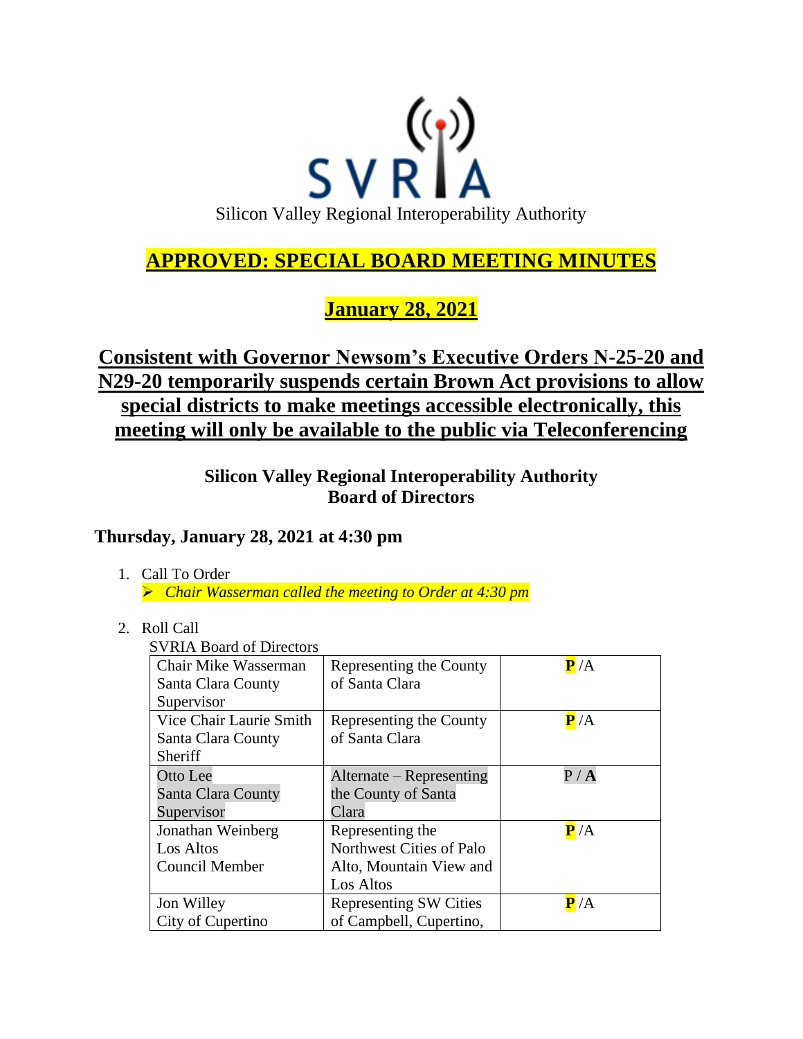SVRIA

Silicon Valley Regional Interoperability Authority

# APPROVED: SPECIAL BOARD MEETING MINUTES

## January 28, 2021

## Consistent with Governor Newsom's Executive Orders N-25-20 and N29-20 temporarily suspends certain Brown Act provisions to allow special districts to make meetings accessible electronically, this meeting will only be available to the public via Teleconferencing

**Silicon Valley Regional Interoperability Authority**
**Board of Directors**

### Thursday, January 28, 2021 at 4:30 pm

1. Call To Order
   - *Chair Wasserman called the meeting to Order at 4:30 pm*

2. Roll Call

SVRIA Board of Directors

| | | |
|---|---|---|
| Chair Mike Wasserman Santa Clara County Supervisor | Representing the County of Santa Clara | **P** /A |
| Vice Chair Laurie Smith Santa Clara County Sheriff | Representing the County of Santa Clara | **P** /A |
| Otto Lee Santa Clara County Supervisor | Alternate – Representing the County of Santa Clara | P / **A** |
| Jonathan Weinberg Los Altos Council Member | Representing the Northwest Cities of Palo Alto, Mountain View and Los Altos | **P** /A |
| Jon Willey City of Cupertino | Representing SW Cities of Campbell, Cupertino, | **P** /A |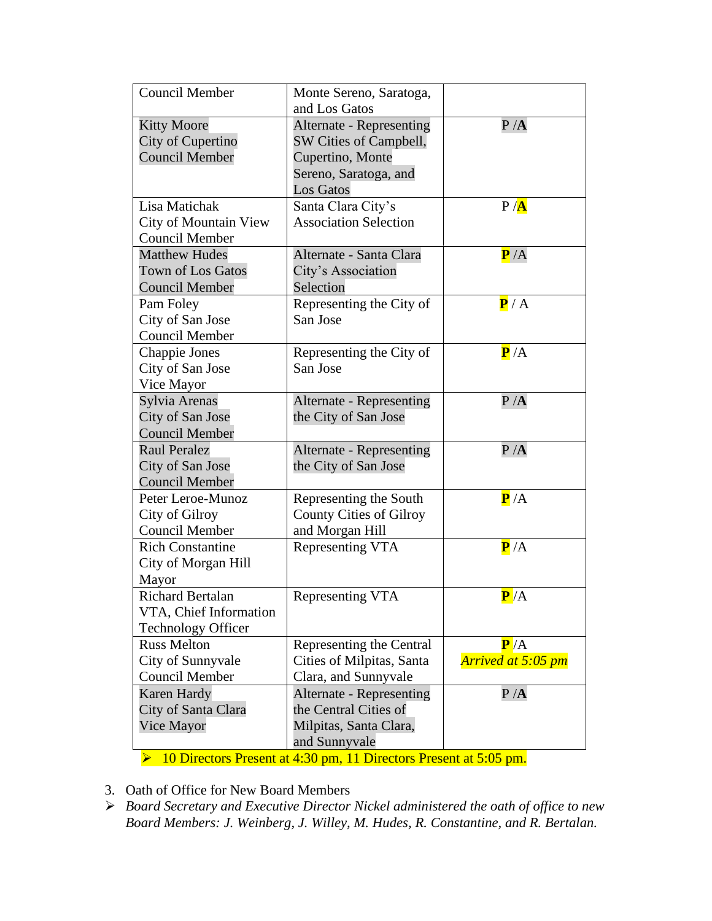| | | |
|---|---|---|
| Council Member | Monte Sereno, Saratoga, and Los Gatos | |
| Kitty Moore<br>City of Cupertino<br>Council Member | Alternate - Representing SW Cities of Campbell, Cupertino, Monte Sereno, Saratoga, and Los Gatos | P /**A** |
| Lisa Matichak<br>City of Mountain View<br>Council Member | Santa Clara City's Association Selection | P /**A** |
| Matthew Hudes<br>Town of Los Gatos<br>Council Member | Alternate - Santa Clara City's Association Selection | **P** /A |
| Pam Foley<br>City of San Jose<br>Council Member | Representing the City of San Jose | **P** / A |
| Chappie Jones<br>City of San Jose<br>Vice Mayor | Representing the City of San Jose | **P** /A |
| Sylvia Arenas<br>City of San Jose<br>Council Member | Alternate - Representing the City of San Jose | P /**A** |
| Raul Peralez<br>City of San Jose<br>Council Member | Alternate - Representing the City of San Jose | P /**A** |
| Peter Leroe-Munoz<br>City of Gilroy<br>Council Member | Representing the South County Cities of Gilroy and Morgan Hill | **P** /A |
| Rich Constantine<br>City of Morgan Hill<br>Mayor | Representing VTA | **P** /A |
| Richard Bertalan<br>VTA, Chief Information Technology Officer | Representing VTA | **P** /A |
| Russ Melton<br>City of Sunnyvale<br>Council Member | Representing the Central Cities of Milpitas, Santa Clara, and Sunnyvale | **P** /A<br>*Arrived at 5:05 pm* |
| Karen Hardy<br>City of Santa Clara<br>Vice Mayor | Alternate - Representing the Central Cities of Milpitas, Santa Clara, and Sunnyvale | P /**A** |

- 10 Directors Present at 4:30 pm, 11 Directors Present at 5:05 pm.

3. Oath of Office for New Board Members

- *Board Secretary and Executive Director Nickel administered the oath of office to new Board Members: J. Weinberg, J. Willey, M. Hudes, R. Constantine, and R. Bertalan.*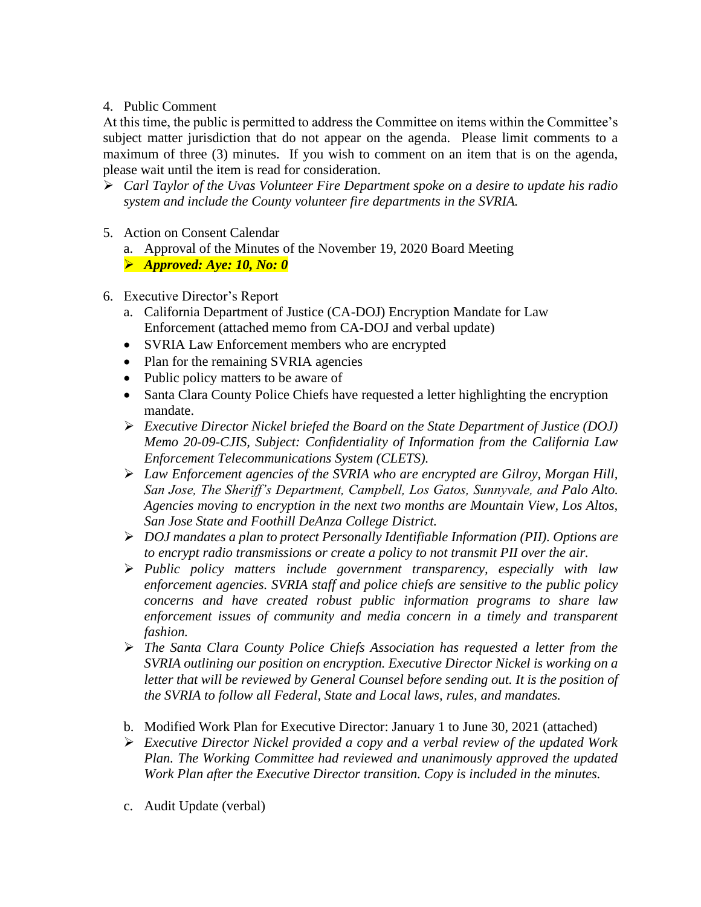4. Public Comment

At this time, the public is permitted to address the Committee on items within the Committee's subject matter jurisdiction that do not appear on the agenda. Please limit comments to a maximum of three (3) minutes. If you wish to comment on an item that is on the agenda, please wait until the item is read for consideration.

- *Carl Taylor of the Uvas Volunteer Fire Department spoke on a desire to update his radio system and include the County volunteer fire departments in the SVRIA.*

5. Action on Consent Calendar
   a. Approval of the Minutes of the November 19, 2020 Board Meeting
   - ***Approved: Aye: 10, No: 0***

6. Executive Director's Report
   a. California Department of Justice (CA-DOJ) Encryption Mandate for Law Enforcement (attached memo from CA-DOJ and verbal update)
   - SVRIA Law Enforcement members who are encrypted
   - Plan for the remaining SVRIA agencies
   - Public policy matters to be aware of
   - Santa Clara County Police Chiefs have requested a letter highlighting the encryption mandate.
   - *Executive Director Nickel briefed the Board on the State Department of Justice (DOJ) Memo 20-09-CJIS, Subject: Confidentiality of Information from the California Law Enforcement Telecommunications System (CLETS).*
   - *Law Enforcement agencies of the SVRIA who are encrypted are Gilroy, Morgan Hill, San Jose, The Sheriff's Department, Campbell, Los Gatos, Sunnyvale, and Palo Alto. Agencies moving to encryption in the next two months are Mountain View, Los Altos, San Jose State and Foothill DeAnza College District.*
   - *DOJ mandates a plan to protect Personally Identifiable Information (PII). Options are to encrypt radio transmissions or create a policy to not transmit PII over the air.*
   - *Public policy matters include government transparency, especially with law enforcement agencies. SVRIA staff and police chiefs are sensitive to the public policy concerns and have created robust public information programs to share law enforcement issues of community and media concern in a timely and transparent fashion.*
   - *The Santa Clara County Police Chiefs Association has requested a letter from the SVRIA outlining our position on encryption. Executive Director Nickel is working on a letter that will be reviewed by General Counsel before sending out. It is the position of the SVRIA to follow all Federal, State and Local laws, rules, and mandates.*

   b. Modified Work Plan for Executive Director: January 1 to June 30, 2021 (attached)
   - *Executive Director Nickel provided a copy and a verbal review of the updated Work Plan. The Working Committee had reviewed and unanimously approved the updated Work Plan after the Executive Director transition. Copy is included in the minutes.*

   c. Audit Update (verbal)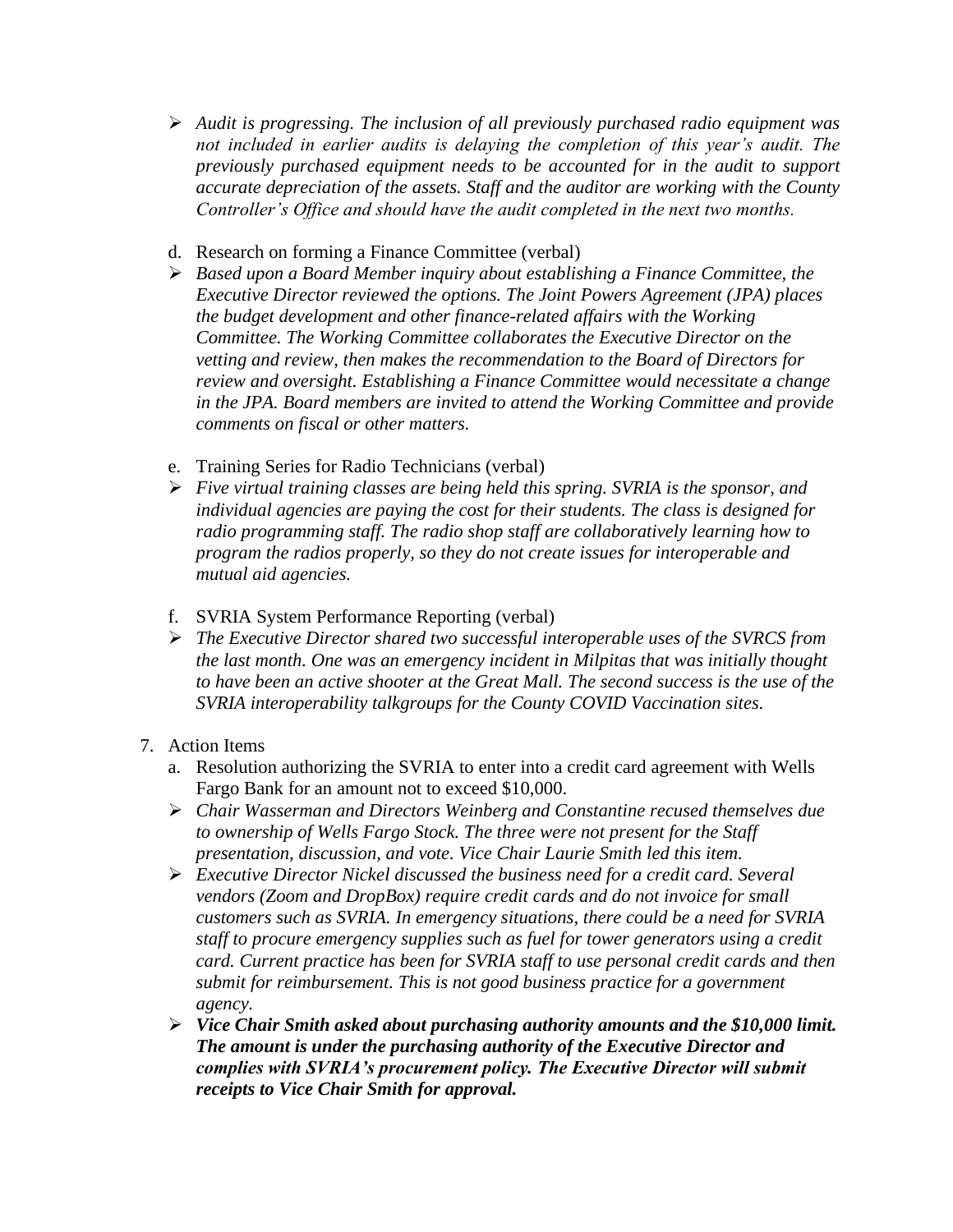- *Audit is progressing. The inclusion of all previously purchased radio equipment was not included in earlier audits is delaying the completion of this year's audit. The previously purchased equipment needs to be accounted for in the audit to support accurate depreciation of the assets. Staff and the auditor are working with the County Controller's Office and should have the audit completed in the next two months.*

d. Research on forming a Finance Committee (verbal)

- *Based upon a Board Member inquiry about establishing a Finance Committee, the Executive Director reviewed the options. The Joint Powers Agreement (JPA) places the budget development and other finance-related affairs with the Working Committee. The Working Committee collaborates the Executive Director on the vetting and review, then makes the recommendation to the Board of Directors for review and oversight. Establishing a Finance Committee would necessitate a change in the JPA. Board members are invited to attend the Working Committee and provide comments on fiscal or other matters.*

e. Training Series for Radio Technicians (verbal)

- *Five virtual training classes are being held this spring. SVRIA is the sponsor, and individual agencies are paying the cost for their students. The class is designed for radio programming staff. The radio shop staff are collaboratively learning how to program the radios properly, so they do not create issues for interoperable and mutual aid agencies.*

f. SVRIA System Performance Reporting (verbal)

- *The Executive Director shared two successful interoperable uses of the SVRCS from the last month. One was an emergency incident in Milpitas that was initially thought to have been an active shooter at the Great Mall. The second success is the use of the SVRIA interoperability talkgroups for the County COVID Vaccination sites.*

7. Action Items

a. Resolution authorizing the SVRIA to enter into a credit card agreement with Wells Fargo Bank for an amount not to exceed $10,000.

- *Chair Wasserman and Directors Weinberg and Constantine recused themselves due to ownership of Wells Fargo Stock. The three were not present for the Staff presentation, discussion, and vote. Vice Chair Laurie Smith led this item.*
- *Executive Director Nickel discussed the business need for a credit card. Several vendors (Zoom and DropBox) require credit cards and do not invoice for small customers such as SVRIA. In emergency situations, there could be a need for SVRIA staff to procure emergency supplies such as fuel for tower generators using a credit card. Current practice has been for SVRIA staff to use personal credit cards and then submit for reimbursement. This is not good business practice for a government agency.*
- ***Vice Chair Smith asked about purchasing authority amounts and the $10,000 limit. The amount is under the purchasing authority of the Executive Director and complies with SVRIA's procurement policy. The Executive Director will submit receipts to Vice Chair Smith for approval.***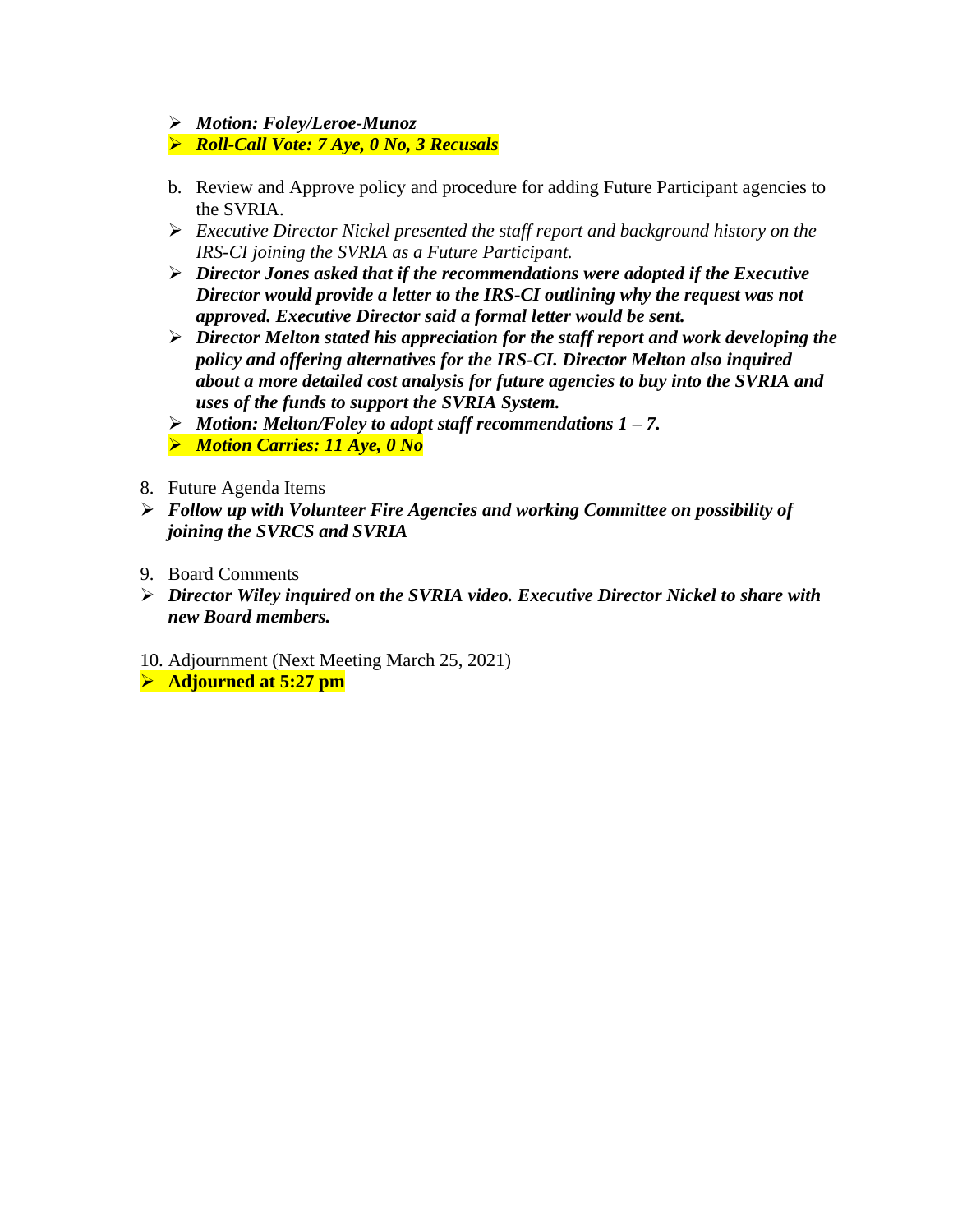- ***Motion: Foley/Leroe-Munoz***
- ***Roll-Call Vote: 7 Aye, 0 No, 3 Recusals***

b. Review and Approve policy and procedure for adding Future Participant agencies to the SVRIA.

- *Executive Director Nickel presented the staff report and background history on the IRS-CI joining the SVRIA as a Future Participant.*
- ***Director Jones asked that if the recommendations were adopted if the Executive Director would provide a letter to the IRS-CI outlining why the request was not approved. Executive Director said a formal letter would be sent.***
- ***Director Melton stated his appreciation for the staff report and work developing the policy and offering alternatives for the IRS-CI. Director Melton also inquired about a more detailed cost analysis for future agencies to buy into the SVRIA and uses of the funds to support the SVRIA System.***
- ***Motion: Melton/Foley to adopt staff recommendations 1 – 7.***
- ***Motion Carries: 11 Aye, 0 No***

8. Future Agenda Items

- ***Follow up with Volunteer Fire Agencies and working Committee on possibility of joining the SVRCS and SVRIA***

9. Board Comments

- ***Director Wiley inquired on the SVRIA video. Executive Director Nickel to share with new Board members.***

10. Adjournment (Next Meeting March 25, 2021)

- **Adjourned at 5:27 pm**